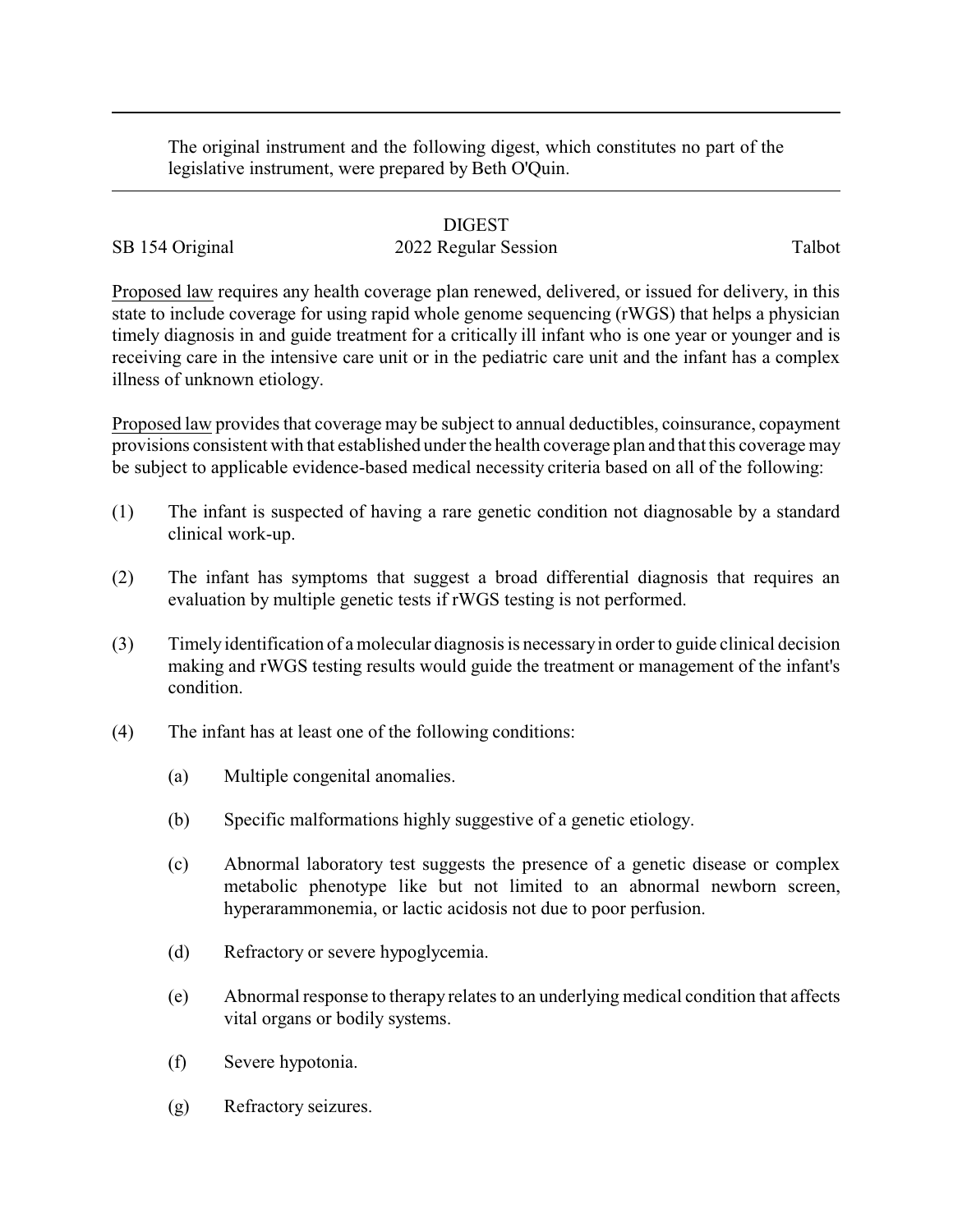The original instrument and the following digest, which constitutes no part of the legislative instrument, were prepared by Beth O'Quin.

DIGEST

SB 154 Original 2022 Regular Session Talbot

Proposed law requires any health coverage plan renewed, delivered, or issued for delivery, in this state to include coverage for using rapid whole genome sequencing (rWGS) that helps a physician timely diagnosis in and guide treatment for a critically ill infant who is one year or younger and is receiving care in the intensive care unit or in the pediatric care unit and the infant has a complex illness of unknown etiology.

Proposed law provides that coverage may be subject to annual deductibles, coinsurance, copayment provisions consistent with that established under the health coverage plan and that this coverage may be subject to applicable evidence-based medical necessity criteria based on all of the following:

(1) The infant is suspected of having a rare genetic condition not diagnosable by a standard clinical work-up.

(2) The infant has symptoms that suggest a broad differential diagnosis that requires an evaluation by multiple genetic tests if rWGS testing is not performed.

(3) Timely identification of a molecular diagnosis is necessary in order to guide clinical decision making and rWGS testing results would guide the treatment or management of the infant's condition.

(4) The infant has at least one of the following conditions:

  (a) Multiple congenital anomalies.

  (b) Specific malformations highly suggestive of a genetic etiology.

  (c) Abnormal laboratory test suggests the presence of a genetic disease or complex metabolic phenotype like but not limited to an abnormal newborn screen, hyperarammonemia, or lactic acidosis not due to poor perfusion.

  (d) Refractory or severe hypoglycemia.

  (e) Abnormal response to therapy relates to an underlying medical condition that affects vital organs or bodily systems.

  (f) Severe hypotonia.

  (g) Refractory seizures.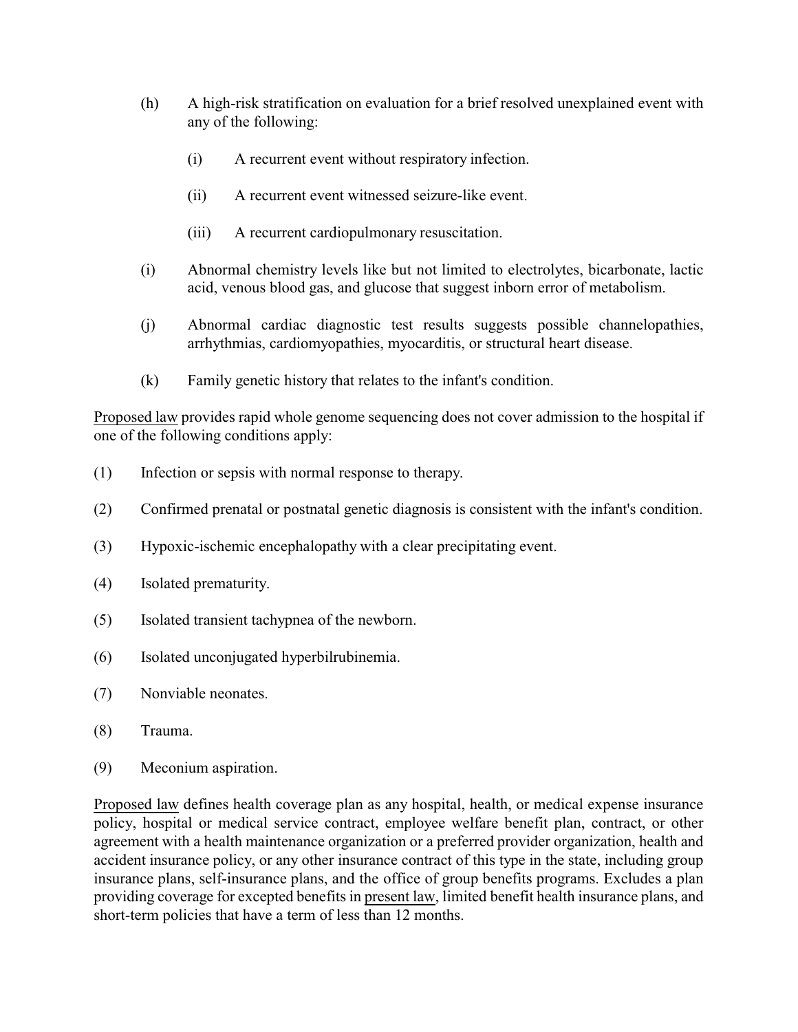(h) A high-risk stratification on evaluation for a brief resolved unexplained event with any of the following:

   (i) A recurrent event without respiratory infection.

   (ii) A recurrent event witnessed seizure-like event.

   (iii) A recurrent cardiopulmonary resuscitation.

(i) Abnormal chemistry levels like but not limited to electrolytes, bicarbonate, lactic acid, venous blood gas, and glucose that suggest inborn error of metabolism.

(j) Abnormal cardiac diagnostic test results suggests possible channelopathies, arrhythmias, cardiomyopathies, myocarditis, or structural heart disease.

(k) Family genetic history that relates to the infant's condition.

Proposed law provides rapid whole genome sequencing does not cover admission to the hospital if one of the following conditions apply:

(1) Infection or sepsis with normal response to therapy.

(2) Confirmed prenatal or postnatal genetic diagnosis is consistent with the infant's condition.

(3) Hypoxic-ischemic encephalopathy with a clear precipitating event.

(4) Isolated prematurity.

(5) Isolated transient tachypnea of the newborn.

(6) Isolated unconjugated hyperbilrubinemia.

(7) Nonviable neonates.

(8) Trauma.

(9) Meconium aspiration.

Proposed law defines health coverage plan as any hospital, health, or medical expense insurance policy, hospital or medical service contract, employee welfare benefit plan, contract, or other agreement with a health maintenance organization or a preferred provider organization, health and accident insurance policy, or any other insurance contract of this type in the state, including group insurance plans, self-insurance plans, and the office of group benefits programs. Excludes a plan providing coverage for excepted benefits in present law, limited benefit health insurance plans, and short-term policies that have a term of less than 12 months.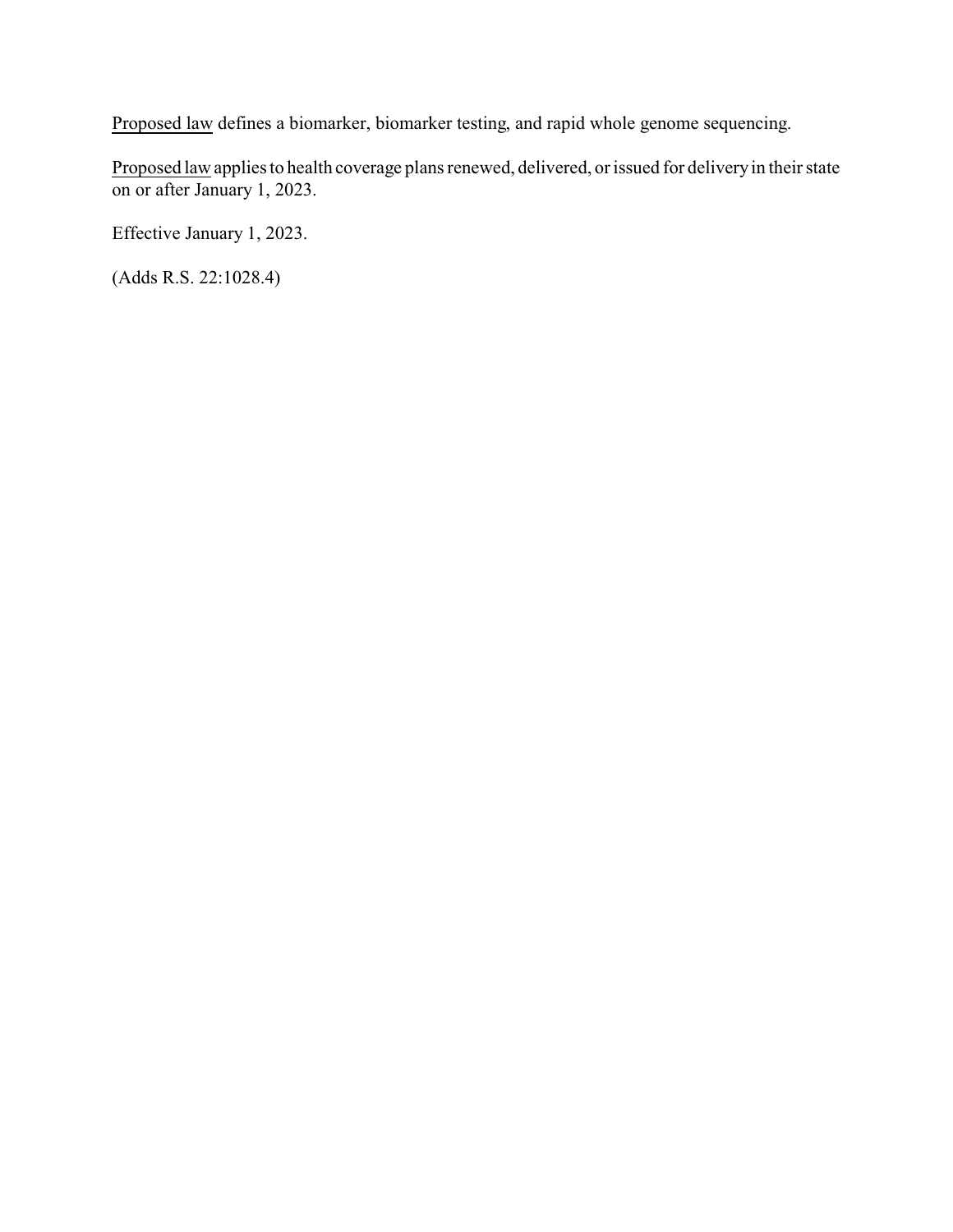Proposed law defines a biomarker, biomarker testing, and rapid whole genome sequencing.

Proposed law applies to health coverage plans renewed, delivered, or issued for delivery in their state on or after January 1, 2023.

Effective January 1, 2023.

(Adds R.S. 22:1028.4)